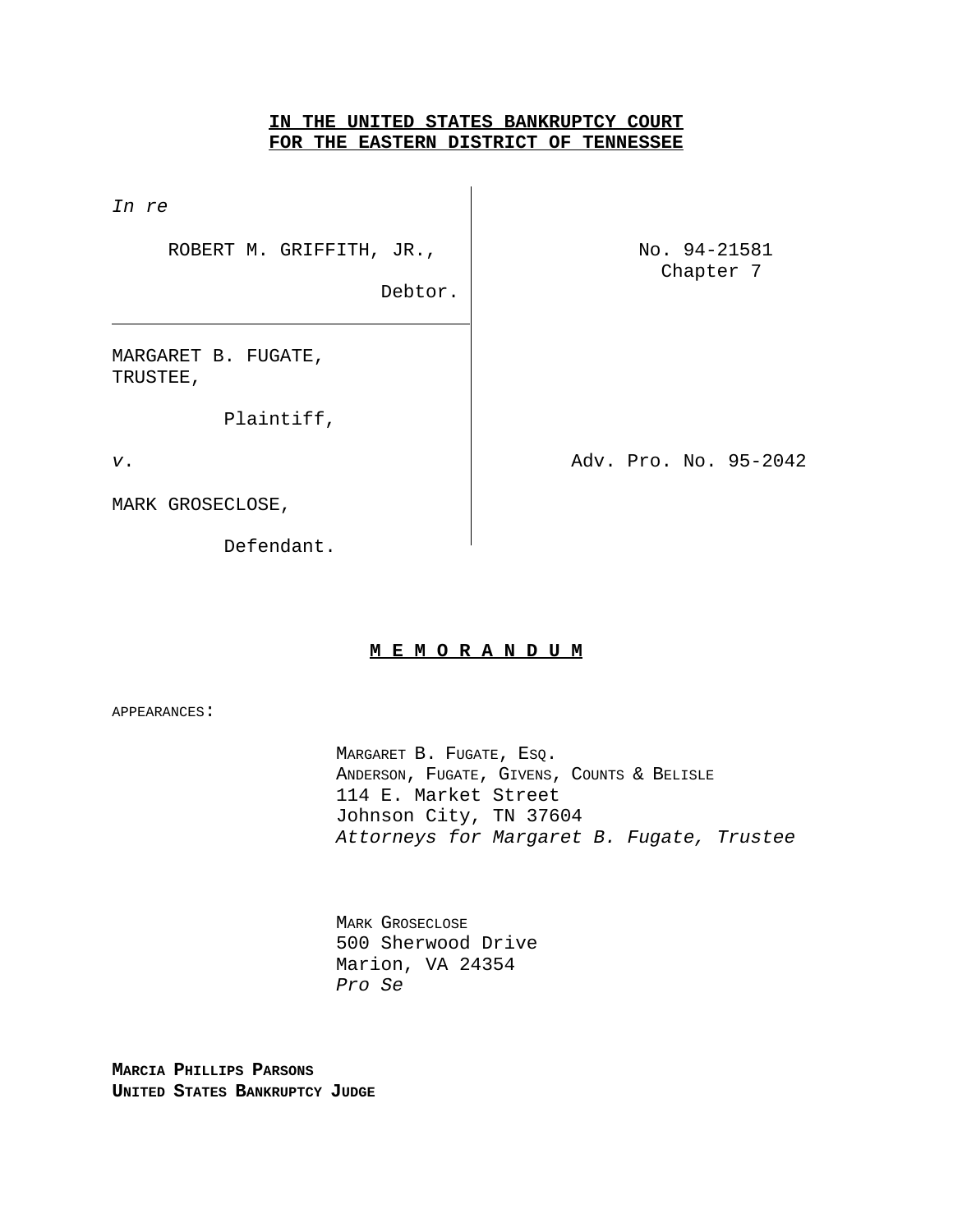**IN THE UNITED STATES BANKRUPTCY COURT**
**FOR THE EASTERN DISTRICT OF TENNESSEE**

| | |
|---|---|
| *In re*<br><br>ROBERT M. GRIFFITH, JR.,<br><br>Debtor. | No. 94-21581<br>Chapter 7 |
| MARGARET B. FUGATE, TRUSTEE,<br><br>Plaintiff,<br><br>*v*.<br><br>MARK GROSECLOSE,<br><br>Defendant. | Adv. Pro. No. 95-2042 |

**M E M O R A N D U M**

APPEARANCES:

MARGARET B. FUGATE, ESQ.
ANDERSON, FUGATE, GIVENS, COUNTS & BELISLE
114 E. Market Street
Johnson City, TN 37604
*Attorneys for Margaret B. Fugate, Trustee*

MARK GROSECLOSE
500 Sherwood Drive
Marion, VA 24354
*Pro Se*

**MARCIA PHILLIPS PARSONS**
**UNITED STATES BANKRUPTCY JUDGE**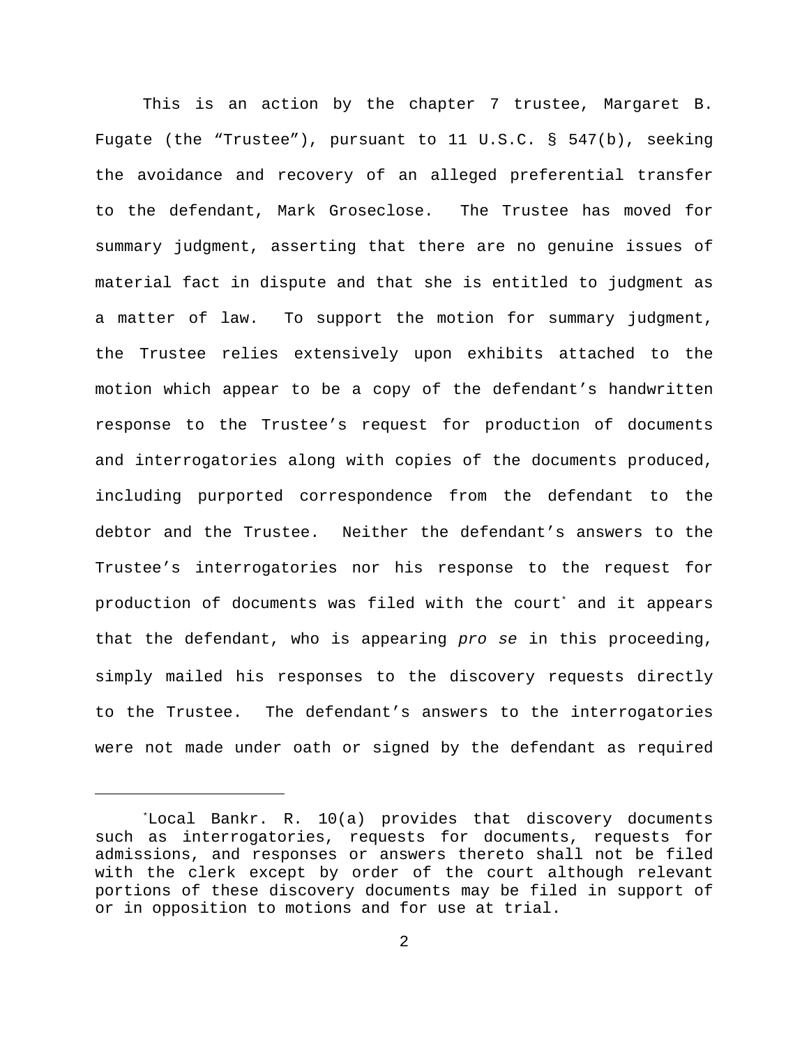This is an action by the chapter 7 trustee, Margaret B. Fugate (the "Trustee"), pursuant to 11 U.S.C. § 547(b), seeking the avoidance and recovery of an alleged preferential transfer to the defendant, Mark Groseclose. The Trustee has moved for summary judgment, asserting that there are no genuine issues of material fact in dispute and that she is entitled to judgment as a matter of law. To support the motion for summary judgment, the Trustee relies extensively upon exhibits attached to the motion which appear to be a copy of the defendant's handwritten response to the Trustee's request for production of documents and interrogatories along with copies of the documents produced, including purported correspondence from the defendant to the debtor and the Trustee. Neither the defendant's answers to the Trustee's interrogatories nor his response to the request for production of documents was filed with the court* and it appears that the defendant, who is appearing *pro se* in this proceeding, simply mailed his responses to the discovery requests directly to the Trustee. The defendant's answers to the interrogatories were not made under oath or signed by the defendant as required

---

*Local Bankr. R. 10(a) provides that discovery documents such as interrogatories, requests for documents, requests for admissions, and responses or answers thereto shall not be filed with the clerk except by order of the court although relevant portions of these discovery documents may be filed in support of or in opposition to motions and for use at trial.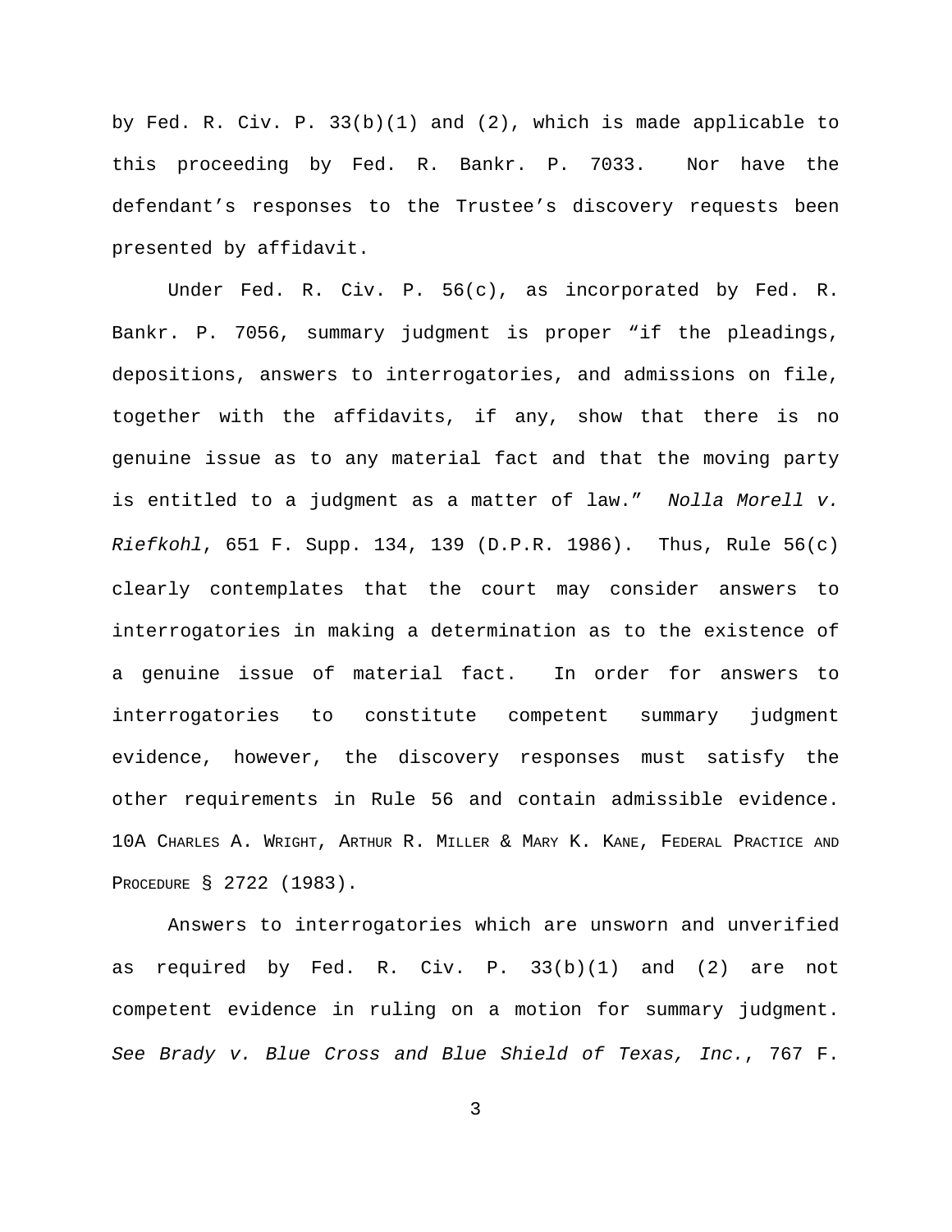by Fed. R. Civ. P. 33(b)(1) and (2), which is made applicable to this proceeding by Fed. R. Bankr. P. 7033. Nor have the defendant's responses to the Trustee's discovery requests been presented by affidavit.

Under Fed. R. Civ. P. 56(c), as incorporated by Fed. R. Bankr. P. 7056, summary judgment is proper "if the pleadings, depositions, answers to interrogatories, and admissions on file, together with the affidavits, if any, show that there is no genuine issue as to any material fact and that the moving party is entitled to a judgment as a matter of law." *Nolla Morell v. Riefkohl*, 651 F. Supp. 134, 139 (D.P.R. 1986). Thus, Rule 56(c) clearly contemplates that the court may consider answers to interrogatories in making a determination as to the existence of a genuine issue of material fact. In order for answers to interrogatories to constitute competent summary judgment evidence, however, the discovery responses must satisfy the other requirements in Rule 56 and contain admissible evidence. 10A CHARLES A. WRIGHT, ARTHUR R. MILLER & MARY K. KANE, FEDERAL PRACTICE AND PROCEDURE § 2722 (1983).

Answers to interrogatories which are unsworn and unverified as required by Fed. R. Civ. P. 33(b)(1) and (2) are not competent evidence in ruling on a motion for summary judgment. *See Brady v. Blue Cross and Blue Shield of Texas, Inc.*, 767 F.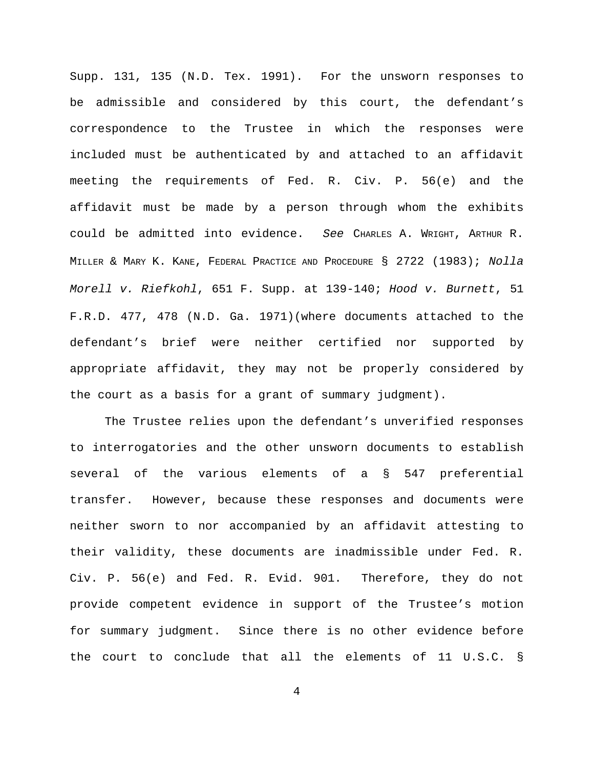Supp. 131, 135 (N.D. Tex. 1991). For the unsworn responses to be admissible and considered by this court, the defendant's correspondence to the Trustee in which the responses were included must be authenticated by and attached to an affidavit meeting the requirements of Fed. R. Civ. P. 56(e) and the affidavit must be made by a person through whom the exhibits could be admitted into evidence. *See* CHARLES A. WRIGHT, ARTHUR R. MILLER & MARY K. KANE, FEDERAL PRACTICE AND PROCEDURE § 2722 (1983); *Nolla Morell v. Riefkohl*, 651 F. Supp. at 139-140; *Hood v. Burnett*, 51 F.R.D. 477, 478 (N.D. Ga. 1971)(where documents attached to the defendant's brief were neither certified nor supported by appropriate affidavit, they may not be properly considered by the court as a basis for a grant of summary judgment).

The Trustee relies upon the defendant's unverified responses to interrogatories and the other unsworn documents to establish several of the various elements of a § 547 preferential transfer. However, because these responses and documents were neither sworn to nor accompanied by an affidavit attesting to their validity, these documents are inadmissible under Fed. R. Civ. P. 56(e) and Fed. R. Evid. 901. Therefore, they do not provide competent evidence in support of the Trustee's motion for summary judgment. Since there is no other evidence before the court to conclude that all the elements of 11 U.S.C. §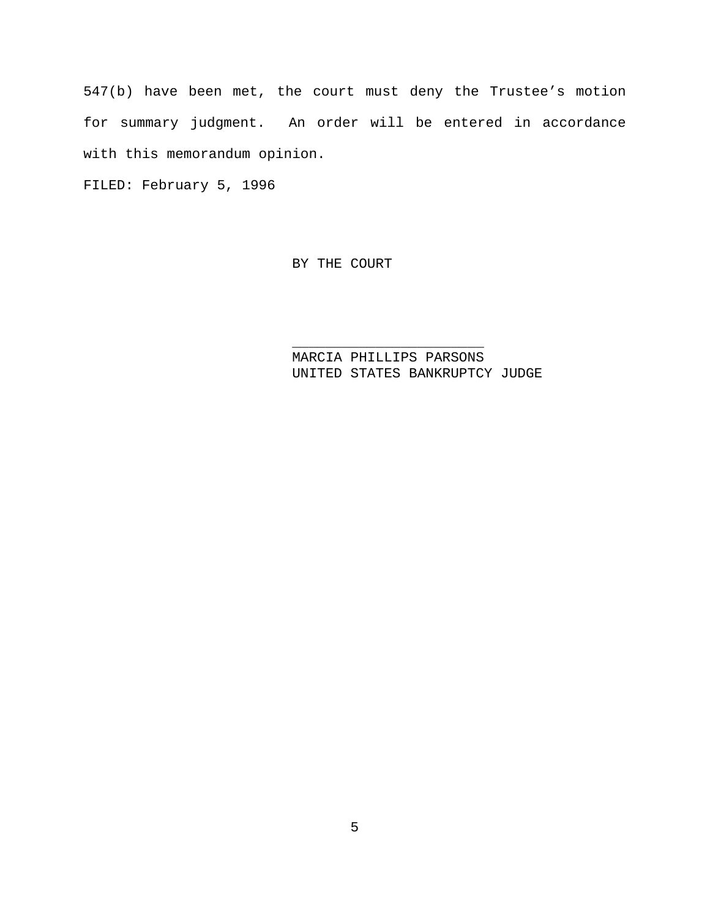547(b) have been met, the court must deny the Trustee's motion for summary judgment. An order will be entered in accordance with this memorandum opinion.

FILED: February 5, 1996

BY THE COURT

\_\_\_\_\_\_\_\_\_\_\_\_\_\_\_\_\_\_\_\_\_\_\_\_

MARCIA PHILLIPS PARSONS
UNITED STATES BANKRUPTCY JUDGE